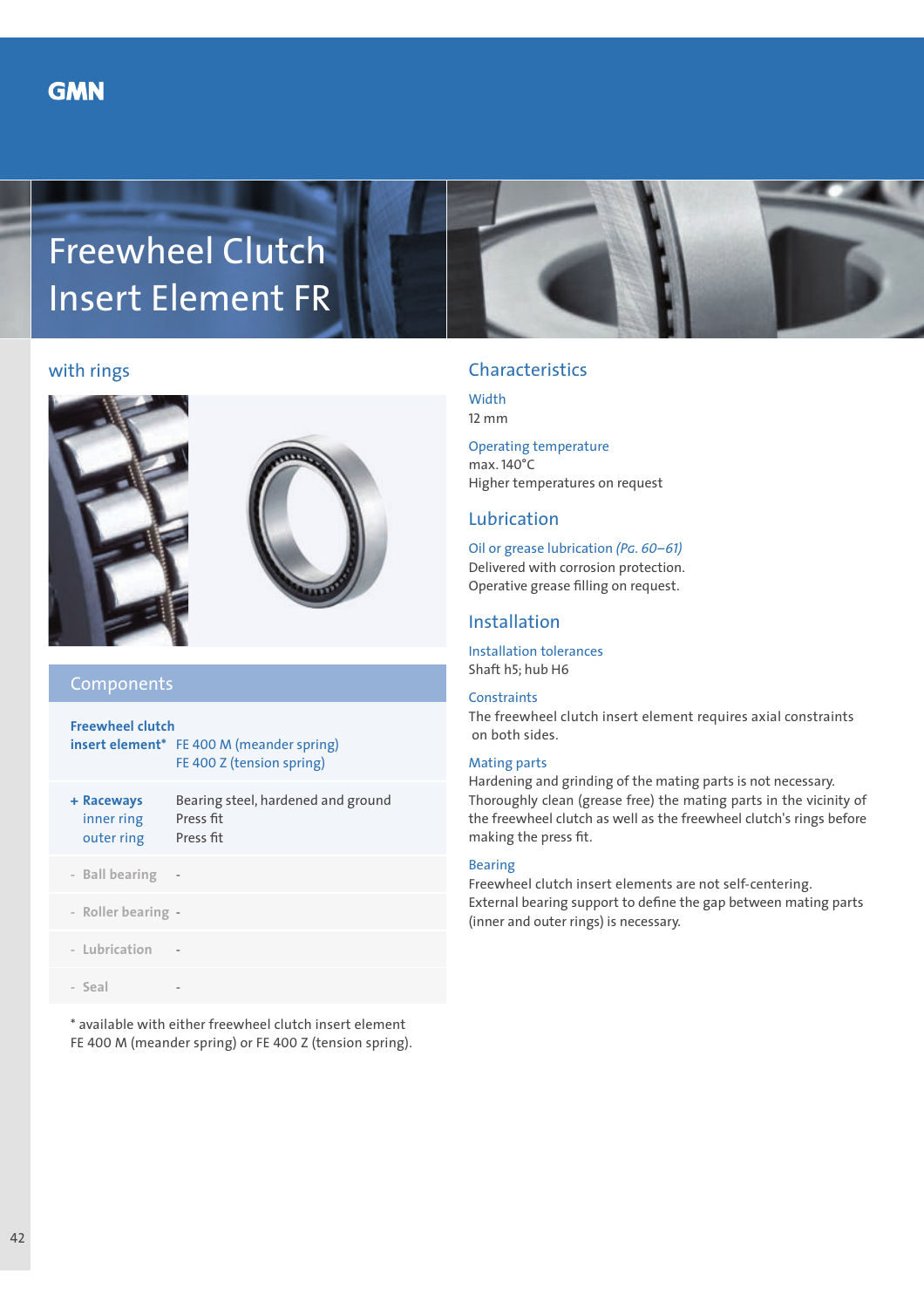GMN

# Freewheel Clutch Insert Element FR

## with rings

## Components

| | |
|---|---|
| **Freewheel clutch insert element*** | FE 400 M (meander spring)<br>FE 400 Z (tension spring) |
| **+ Raceways** | Bearing steel, hardened and ground |
| inner ring | Press fit |
| outer ring | Press fit |
| - Ball bearing | - |
| - Roller bearing | - |
| - Lubrication | - |
| - Seal | - |

* available with either freewheel clutch insert element FE 400 M (meander spring) or FE 400 Z (tension spring).

## Characteristics

**Width**
12 mm

**Operating temperature**
max. 140°C
Higher temperatures on request

## Lubrication

**Oil or grease lubrication** *(Pg. 60–61)*
Delivered with corrosion protection.
Operative grease filling on request.

## Installation

**Installation tolerances**
Shaft h5; hub H6

**Constraints**
The freewheel clutch insert element requires axial constraints on both sides.

**Mating parts**
Hardening and grinding of the mating parts is not necessary. Thoroughly clean (grease free) the mating parts in the vicinity of the freewheel clutch as well as the freewheel clutch's rings before making the press fit.

**Bearing**
Freewheel clutch insert elements are not self-centering. External bearing support to define the gap between mating parts (inner and outer rings) is necessary.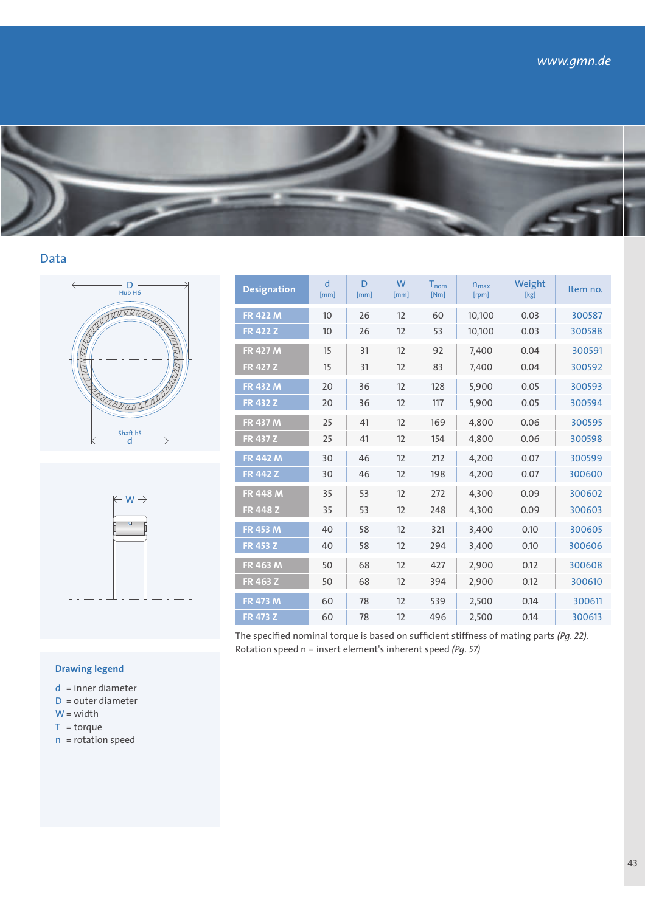## Data

D
Hub H6

Shaft h5
d

W

| Designation | d [mm] | D [mm] | W [mm] | $T_{nom}$ [Nm] | $n_{max}$ [rpm] | Weight [kg] | Item no. |
|---|---|---|---|---|---|---|---|
| FR 422 M | 10 | 26 | 12 | 60 | 10,100 | 0.03 | 300587 |
| FR 422 Z | 10 | 26 | 12 | 53 | 10,100 | 0.03 | 300588 |
| FR 427 M | 15 | 31 | 12 | 92 | 7,400 | 0.04 | 300591 |
| FR 427 Z | 15 | 31 | 12 | 83 | 7,400 | 0.04 | 300592 |
| FR 432 M | 20 | 36 | 12 | 128 | 5,900 | 0.05 | 300593 |
| FR 432 Z | 20 | 36 | 12 | 117 | 5,900 | 0.05 | 300594 |
| FR 437 M | 25 | 41 | 12 | 169 | 4,800 | 0.06 | 300595 |
| FR 437 Z | 25 | 41 | 12 | 154 | 4,800 | 0.06 | 300598 |
| FR 442 M | 30 | 46 | 12 | 212 | 4,200 | 0.07 | 300599 |
| FR 442 Z | 30 | 46 | 12 | 198 | 4,200 | 0.07 | 300600 |
| FR 448 M | 35 | 53 | 12 | 272 | 4,300 | 0.09 | 300602 |
| FR 448 Z | 35 | 53 | 12 | 248 | 4,300 | 0.09 | 300603 |
| FR 453 M | 40 | 58 | 12 | 321 | 3,400 | 0.10 | 300605 |
| FR 453 Z | 40 | 58 | 12 | 294 | 3,400 | 0.10 | 300606 |
| FR 463 M | 50 | 68 | 12 | 427 | 2,900 | 0.12 | 300608 |
| FR 463 Z | 50 | 68 | 12 | 394 | 2,900 | 0.12 | 300610 |
| FR 473 M | 60 | 78 | 12 | 539 | 2,500 | 0.14 | 300611 |
| FR 473 Z | 60 | 78 | 12 | 496 | 2,500 | 0.14 | 300613 |

The specified nominal torque is based on sufficient stiffness of mating parts *(Pg. 22)*.
Rotation speed n = insert element's inherent speed *(Pg. 57)*

**Drawing legend**

d = inner diameter
D = outer diameter
W = width
T = torque
n = rotation speed